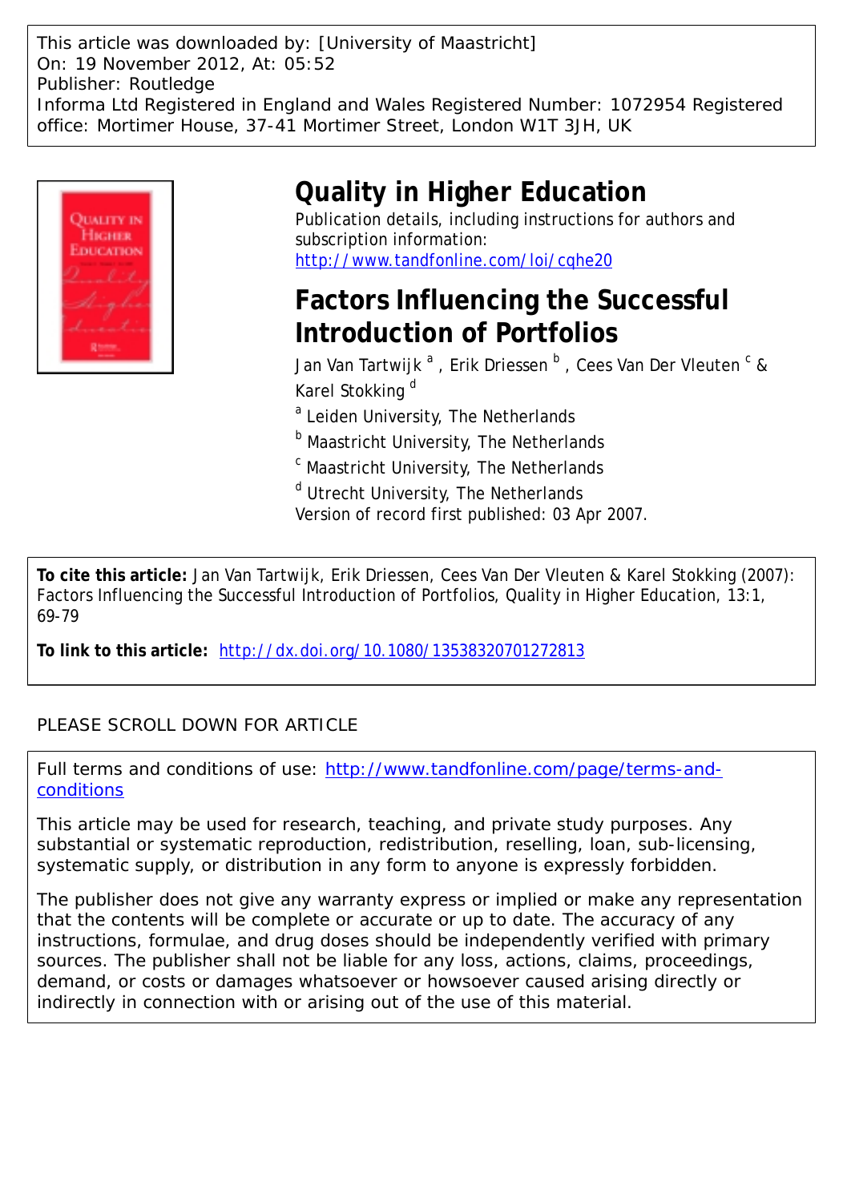This article was downloaded by: [University of Maastricht]
On: 19 November 2012, At: 05:52
Publisher: Routledge
Informa Ltd Registered in England and Wales Registered Number: 1072954 Registered office: Mortimer House, 37-41 Mortimer Street, London W1T 3JH, UK

# Quality in Higher Education

Publication details, including instructions for authors and subscription information:
http://www.tandfonline.com/loi/cqhe20

## Factors Influencing the Successful Introduction of Portfolios

Jan Van Tartwijk [a] , Erik Driessen [b] , Cees Van Der Vleuten [c] & Karel Stokking [d]

[a] Leiden University, The Netherlands

[b] Maastricht University, The Netherlands

[c] Maastricht University, The Netherlands

[d] Utrecht University, The Netherlands

Version of record first published: 03 Apr 2007.

**To cite this article:** Jan Van Tartwijk, Erik Driessen, Cees Van Der Vleuten & Karel Stokking (2007): Factors Influencing the Successful Introduction of Portfolios, Quality in Higher Education, 13:1, 69-79

**To link to this article:** http://dx.doi.org/10.1080/13538320701272813

PLEASE SCROLL DOWN FOR ARTICLE

Full terms and conditions of use: http://www.tandfonline.com/page/terms-and-conditions

This article may be used for research, teaching, and private study purposes. Any substantial or systematic reproduction, redistribution, reselling, loan, sub-licensing, systematic supply, or distribution in any form to anyone is expressly forbidden.

The publisher does not give any warranty express or implied or make any representation that the contents will be complete or accurate or up to date. The accuracy of any instructions, formulae, and drug doses should be independently verified with primary sources. The publisher shall not be liable for any loss, actions, claims, proceedings, demand, or costs or damages whatsoever or howsoever caused arising directly or indirectly in connection with or arising out of the use of this material.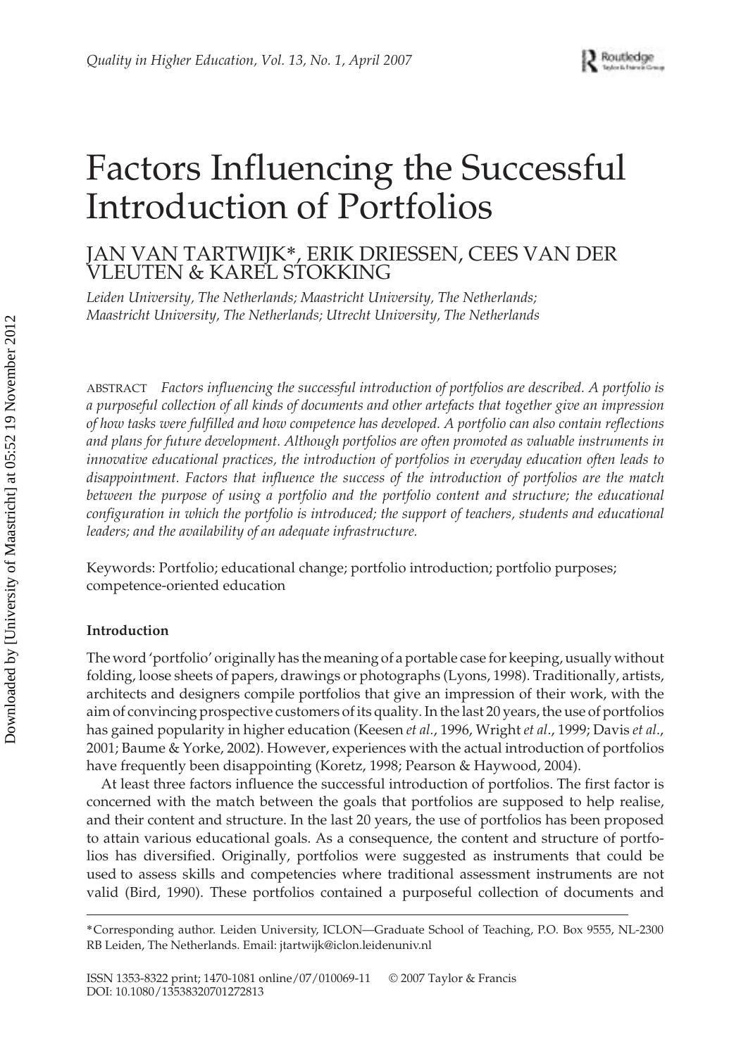# Factors Influencing the Successful Introduction of Portfolios

JAN VAN TARTWIJK*, ERIK DRIESSEN, CEES VAN DER VLEUTEN & KAREL STOKKING

*Leiden University, The Netherlands; Maastricht University, The Netherlands; Maastricht University, The Netherlands; Utrecht University, The Netherlands*

ABSTRACT *Factors influencing the successful introduction of portfolios are described. A portfolio is a purposeful collection of all kinds of documents and other artefacts that together give an impression of how tasks were fulfilled and how competence has developed. A portfolio can also contain reflections and plans for future development. Although portfolios are often promoted as valuable instruments in innovative educational practices, the introduction of portfolios in everyday education often leads to disappointment. Factors that influence the success of the introduction of portfolios are the match between the purpose of using a portfolio and the portfolio content and structure; the educational configuration in which the portfolio is introduced; the support of teachers, students and educational leaders; and the availability of an adequate infrastructure.*

Keywords: Portfolio; educational change; portfolio introduction; portfolio purposes; competence-oriented education

## Introduction

The word 'portfolio' originally has the meaning of a portable case for keeping, usually without folding, loose sheets of papers, drawings or photographs (Lyons, 1998). Traditionally, artists, architects and designers compile portfolios that give an impression of their work, with the aim of convincing prospective customers of its quality. In the last 20 years, the use of portfolios has gained popularity in higher education (Keesen *et al.*, 1996, Wright *et al.*, 1999; Davis *et al.*, 2001; Baume & Yorke, 2002). However, experiences with the actual introduction of portfolios have frequently been disappointing (Koretz, 1998; Pearson & Haywood, 2004).

At least three factors influence the successful introduction of portfolios. The first factor is concerned with the match between the goals that portfolios are supposed to help realise, and their content and structure. In the last 20 years, the use of portfolios has been proposed to attain various educational goals. As a consequence, the content and structure of portfolios has diversified. Originally, portfolios were suggested as instruments that could be used to assess skills and competencies where traditional assessment instruments are not valid (Bird, 1990). These portfolios contained a purposeful collection of documents and

*Corresponding author. Leiden University, ICLON—Graduate School of Teaching, P.O. Box 9555, NL-2300 RB Leiden, The Netherlands. Email: jtartwijk@iclon.leidenuniv.nl

ISSN 1353-8322 print; 1470-1081 online/07/010069-11 © 2007 Taylor & Francis
DOI: 10.1080/13538320701272813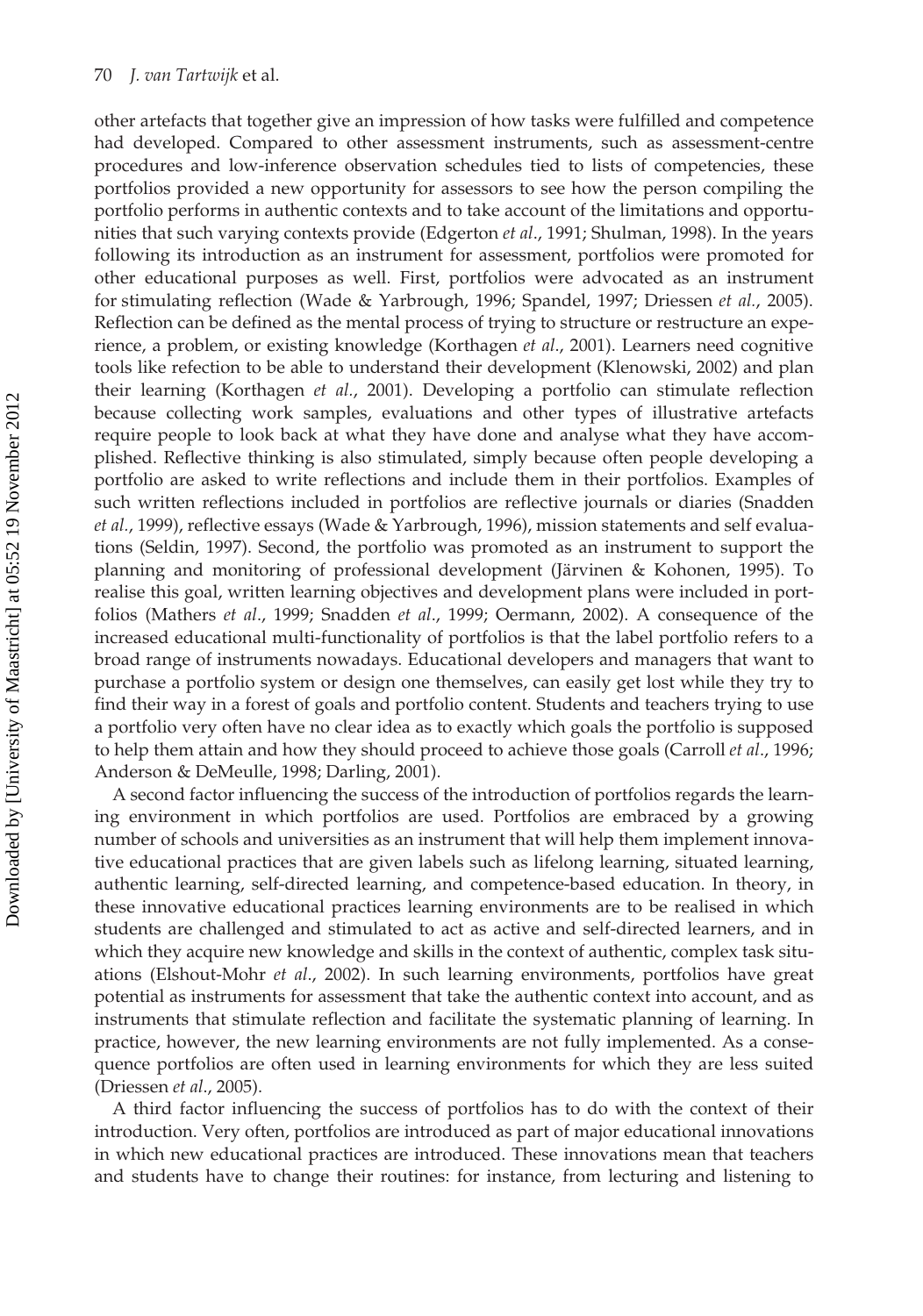other artefacts that together give an impression of how tasks were fulfilled and competence had developed. Compared to other assessment instruments, such as assessment-centre procedures and low-inference observation schedules tied to lists of competencies, these portfolios provided a new opportunity for assessors to see how the person compiling the portfolio performs in authentic contexts and to take account of the limitations and opportunities that such varying contexts provide (Edgerton *et al*., 1991; Shulman, 1998). In the years following its introduction as an instrument for assessment, portfolios were promoted for other educational purposes as well. First, portfolios were advocated as an instrument for stimulating reflection (Wade & Yarbrough, 1996; Spandel, 1997; Driessen *et al*., 2005). Reflection can be defined as the mental process of trying to structure or restructure an experience, a problem, or existing knowledge (Korthagen *et al*., 2001). Learners need cognitive tools like refection to be able to understand their development (Klenowski, 2002) and plan their learning (Korthagen *et al*., 2001). Developing a portfolio can stimulate reflection because collecting work samples, evaluations and other types of illustrative artefacts require people to look back at what they have done and analyse what they have accomplished. Reflective thinking is also stimulated, simply because often people developing a portfolio are asked to write reflections and include them in their portfolios. Examples of such written reflections included in portfolios are reflective journals or diaries (Snadden *et al*., 1999), reflective essays (Wade & Yarbrough, 1996), mission statements and self evaluations (Seldin, 1997). Second, the portfolio was promoted as an instrument to support the planning and monitoring of professional development (Järvinen & Kohonen, 1995). To realise this goal, written learning objectives and development plans were included in portfolios (Mathers *et al*., 1999; Snadden *et al*., 1999; Oermann, 2002). A consequence of the increased educational multi-functionality of portfolios is that the label portfolio refers to a broad range of instruments nowadays. Educational developers and managers that want to purchase a portfolio system or design one themselves, can easily get lost while they try to find their way in a forest of goals and portfolio content. Students and teachers trying to use a portfolio very often have no clear idea as to exactly which goals the portfolio is supposed to help them attain and how they should proceed to achieve those goals (Carroll *et al*., 1996; Anderson & DeMeulle, 1998; Darling, 2001).

A second factor influencing the success of the introduction of portfolios regards the learning environment in which portfolios are used. Portfolios are embraced by a growing number of schools and universities as an instrument that will help them implement innovative educational practices that are given labels such as lifelong learning, situated learning, authentic learning, self-directed learning, and competence-based education. In theory, in these innovative educational practices learning environments are to be realised in which students are challenged and stimulated to act as active and self-directed learners, and in which they acquire new knowledge and skills in the context of authentic, complex task situations (Elshout-Mohr *et al*., 2002). In such learning environments, portfolios have great potential as instruments for assessment that take the authentic context into account, and as instruments that stimulate reflection and facilitate the systematic planning of learning. In practice, however, the new learning environments are not fully implemented. As a consequence portfolios are often used in learning environments for which they are less suited (Driessen *et al*., 2005).

A third factor influencing the success of portfolios has to do with the context of their introduction. Very often, portfolios are introduced as part of major educational innovations in which new educational practices are introduced. These innovations mean that teachers and students have to change their routines: for instance, from lecturing and listening to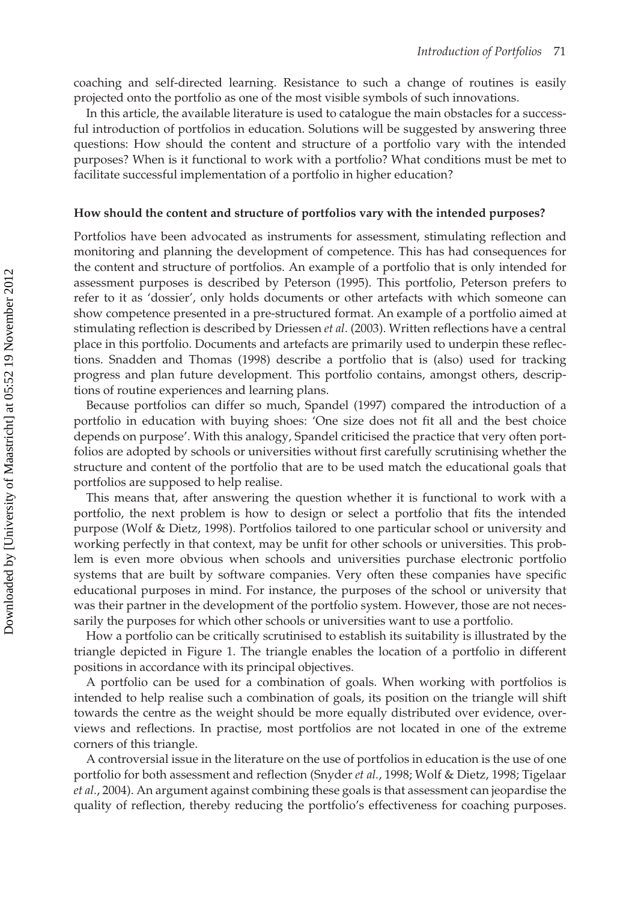coaching and self-directed learning. Resistance to such a change of routines is easily projected onto the portfolio as one of the most visible symbols of such innovations.

In this article, the available literature is used to catalogue the main obstacles for a successful introduction of portfolios in education. Solutions will be suggested by answering three questions: How should the content and structure of a portfolio vary with the intended purposes? When is it functional to work with a portfolio? What conditions must be met to facilitate successful implementation of a portfolio in higher education?

### How should the content and structure of portfolios vary with the intended purposes?

Portfolios have been advocated as instruments for assessment, stimulating reflection and monitoring and planning the development of competence. This has had consequences for the content and structure of portfolios. An example of a portfolio that is only intended for assessment purposes is described by Peterson (1995). This portfolio, Peterson prefers to refer to it as 'dossier', only holds documents or other artefacts with which someone can show competence presented in a pre-structured format. An example of a portfolio aimed at stimulating reflection is described by Driessen *et al*. (2003). Written reflections have a central place in this portfolio. Documents and artefacts are primarily used to underpin these reflections. Snadden and Thomas (1998) describe a portfolio that is (also) used for tracking progress and plan future development. This portfolio contains, amongst others, descriptions of routine experiences and learning plans.

Because portfolios can differ so much, Spandel (1997) compared the introduction of a portfolio in education with buying shoes: 'One size does not fit all and the best choice depends on purpose'. With this analogy, Spandel criticised the practice that very often portfolios are adopted by schools or universities without first carefully scrutinising whether the structure and content of the portfolio that are to be used match the educational goals that portfolios are supposed to help realise.

This means that, after answering the question whether it is functional to work with a portfolio, the next problem is how to design or select a portfolio that fits the intended purpose (Wolf & Dietz, 1998). Portfolios tailored to one particular school or university and working perfectly in that context, may be unfit for other schools or universities. This problem is even more obvious when schools and universities purchase electronic portfolio systems that are built by software companies. Very often these companies have specific educational purposes in mind. For instance, the purposes of the school or university that was their partner in the development of the portfolio system. However, those are not necessarily the purposes for which other schools or universities want to use a portfolio.

How a portfolio can be critically scrutinised to establish its suitability is illustrated by the triangle depicted in Figure 1. The triangle enables the location of a portfolio in different positions in accordance with its principal objectives.

A portfolio can be used for a combination of goals. When working with portfolios is intended to help realise such a combination of goals, its position on the triangle will shift towards the centre as the weight should be more equally distributed over evidence, overviews and reflections. In practise, most portfolios are not located in one of the extreme corners of this triangle.

A controversial issue in the literature on the use of portfolios in education is the use of one portfolio for both assessment and reflection (Snyder *et al.*, 1998; Wolf & Dietz, 1998; Tigelaar *et al.*, 2004). An argument against combining these goals is that assessment can jeopardise the quality of reflection, thereby reducing the portfolio's effectiveness for coaching purposes.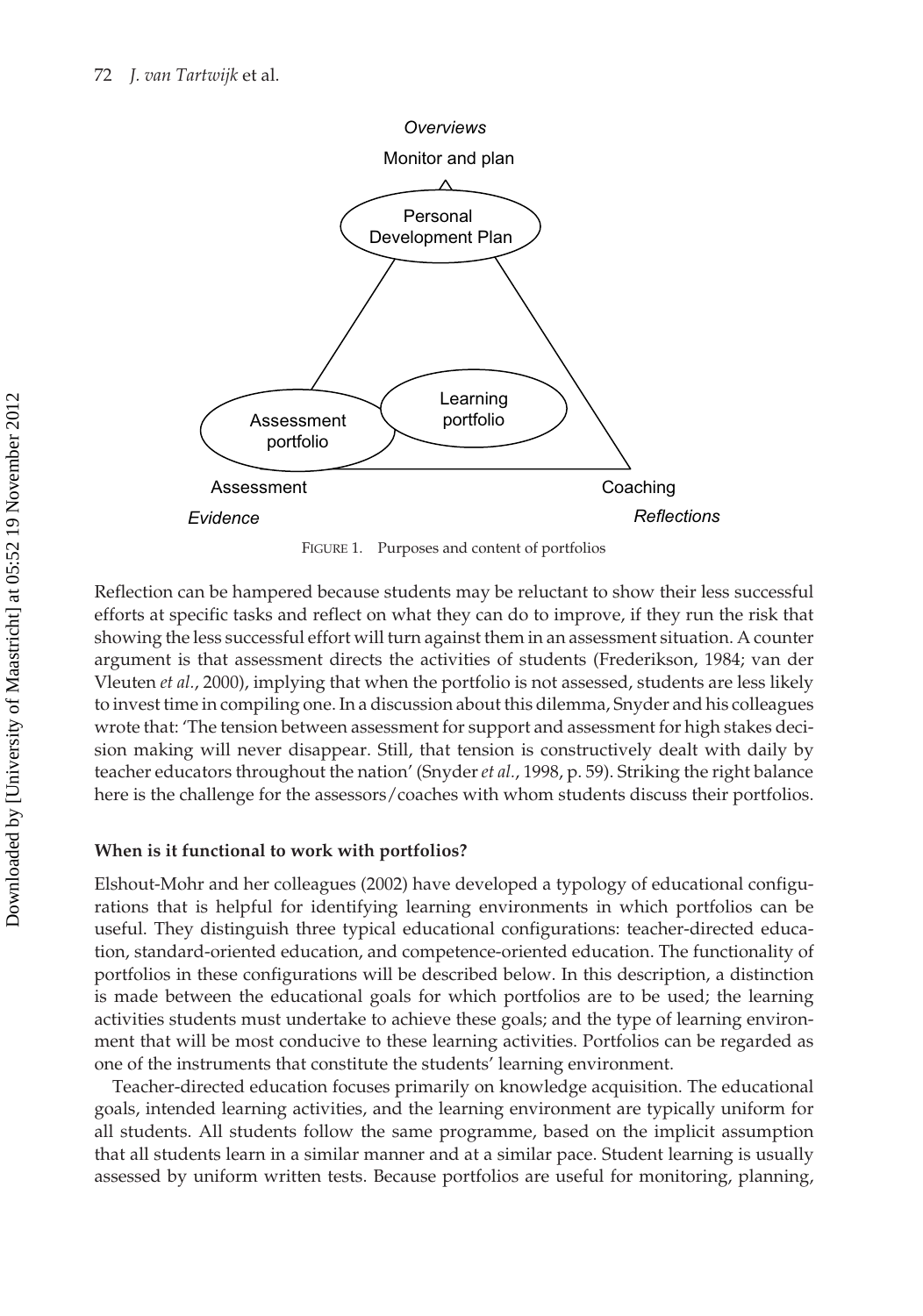Overviews

Monitor and plan

Personal Development Plan

Learning portfolio

Assessment portfolio

Assessment

Coaching

*Evidence*

*Reflections*

FIGURE 1. Purposes and content of portfolios

Reflection can be hampered because students may be reluctant to show their less successful efforts at specific tasks and reflect on what they can do to improve, if they run the risk that showing the less successful effort will turn against them in an assessment situation. A counter argument is that assessment directs the activities of students (Frederikson, 1984; van der Vleuten *et al.*, 2000), implying that when the portfolio is not assessed, students are less likely to invest time in compiling one. In a discussion about this dilemma, Snyder and his colleagues wrote that: 'The tension between assessment for support and assessment for high stakes decision making will never disappear. Still, that tension is constructively dealt with daily by teacher educators throughout the nation' (Snyder *et al.*, 1998, p. 59). Striking the right balance here is the challenge for the assessors/coaches with whom students discuss their portfolios.

### When is it functional to work with portfolios?

Elshout-Mohr and her colleagues (2002) have developed a typology of educational configurations that is helpful for identifying learning environments in which portfolios can be useful. They distinguish three typical educational configurations: teacher-directed education, standard-oriented education, and competence-oriented education. The functionality of portfolios in these configurations will be described below. In this description, a distinction is made between the educational goals for which portfolios are to be used; the learning activities students must undertake to achieve these goals; and the type of learning environment that will be most conducive to these learning activities. Portfolios can be regarded as one of the instruments that constitute the students' learning environment.

Teacher-directed education focuses primarily on knowledge acquisition. The educational goals, intended learning activities, and the learning environment are typically uniform for all students. All students follow the same programme, based on the implicit assumption that all students learn in a similar manner and at a similar pace. Student learning is usually assessed by uniform written tests. Because portfolios are useful for monitoring, planning,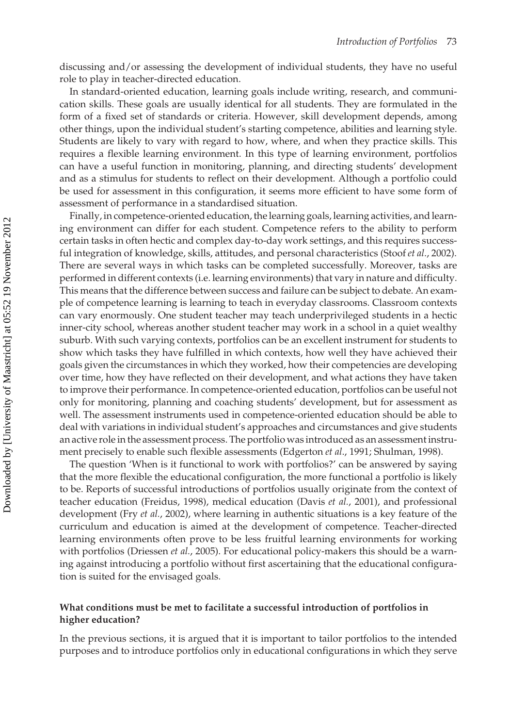discussing and/or assessing the development of individual students, they have no useful role to play in teacher-directed education.

In standard-oriented education, learning goals include writing, research, and communication skills. These goals are usually identical for all students. They are formulated in the form of a fixed set of standards or criteria. However, skill development depends, among other things, upon the individual student's starting competence, abilities and learning style. Students are likely to vary with regard to how, where, and when they practice skills. This requires a flexible learning environment. In this type of learning environment, portfolios can have a useful function in monitoring, planning, and directing students' development and as a stimulus for students to reflect on their development. Although a portfolio could be used for assessment in this configuration, it seems more efficient to have some form of assessment of performance in a standardised situation.

Finally, in competence-oriented education, the learning goals, learning activities, and learning environment can differ for each student. Competence refers to the ability to perform certain tasks in often hectic and complex day-to-day work settings, and this requires successful integration of knowledge, skills, attitudes, and personal characteristics (Stoof *et al.*, 2002). There are several ways in which tasks can be completed successfully. Moreover, tasks are performed in different contexts (i.e. learning environments) that vary in nature and difficulty. This means that the difference between success and failure can be subject to debate. An example of competence learning is learning to teach in everyday classrooms. Classroom contexts can vary enormously. One student teacher may teach underprivileged students in a hectic inner-city school, whereas another student teacher may work in a school in a quiet wealthy suburb. With such varying contexts, portfolios can be an excellent instrument for students to show which tasks they have fulfilled in which contexts, how well they have achieved their goals given the circumstances in which they worked, how their competencies are developing over time, how they have reflected on their development, and what actions they have taken to improve their performance. In competence-oriented education, portfolios can be useful not only for monitoring, planning and coaching students' development, but for assessment as well. The assessment instruments used in competence-oriented education should be able to deal with variations in individual student's approaches and circumstances and give students an active role in the assessment process. The portfolio was introduced as an assessment instrument precisely to enable such flexible assessments (Edgerton *et al.*, 1991; Shulman, 1998).

The question 'When is it functional to work with portfolios?' can be answered by saying that the more flexible the educational configuration, the more functional a portfolio is likely to be. Reports of successful introductions of portfolios usually originate from the context of teacher education (Freidus, 1998), medical education (Davis *et al.*, 2001), and professional development (Fry *et al.*, 2002), where learning in authentic situations is a key feature of the curriculum and education is aimed at the development of competence. Teacher-directed learning environments often prove to be less fruitful learning environments for working with portfolios (Driessen *et al.*, 2005). For educational policy-makers this should be a warning against introducing a portfolio without first ascertaining that the educational configuration is suited for the envisaged goals.

### What conditions must be met to facilitate a successful introduction of portfolios in higher education?

In the previous sections, it is argued that it is important to tailor portfolios to the intended purposes and to introduce portfolios only in educational configurations in which they serve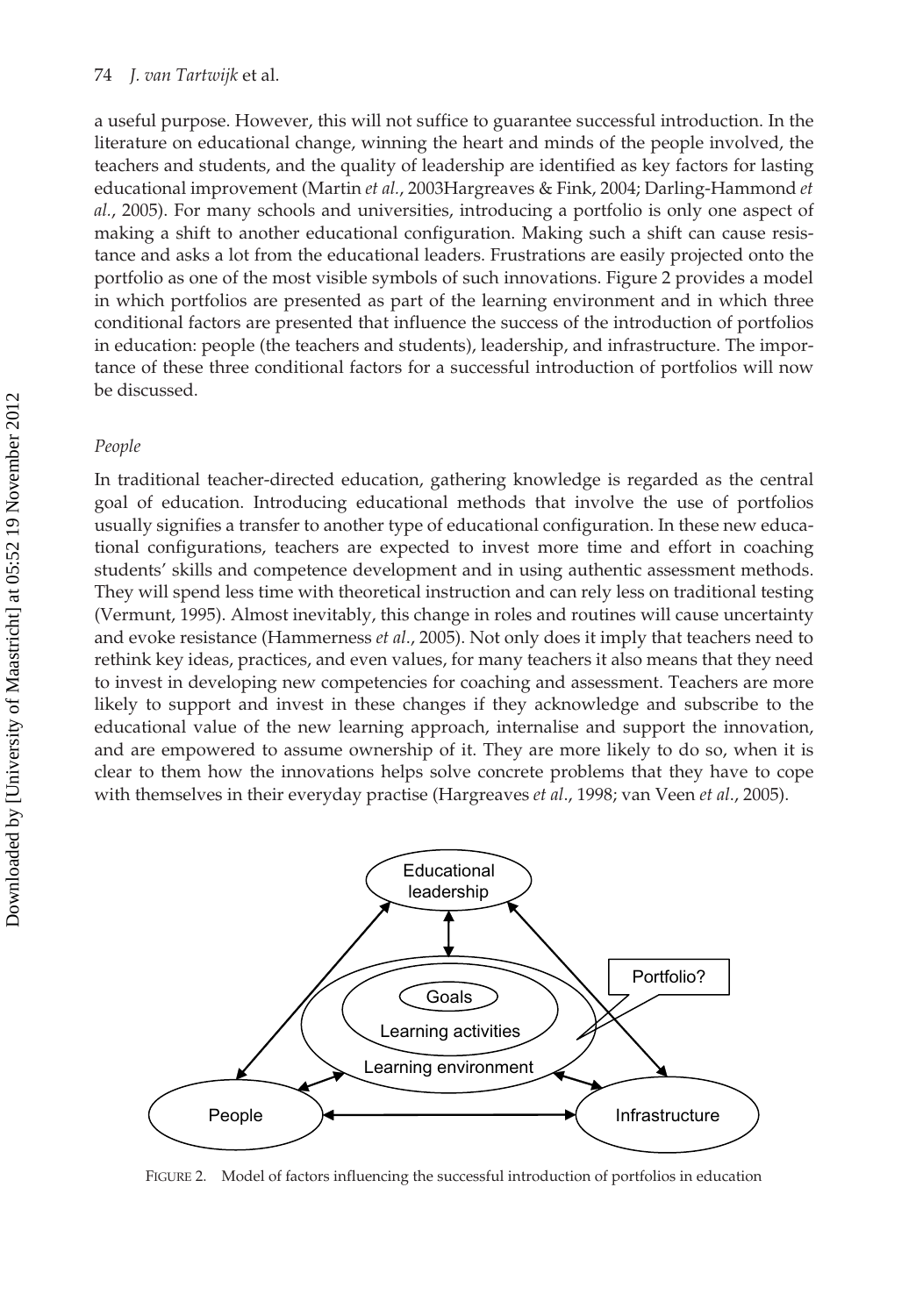a useful purpose. However, this will not suffice to guarantee successful introduction. In the literature on educational change, winning the heart and minds of the people involved, the teachers and students, and the quality of leadership are identified as key factors for lasting educational improvement (Martin *et al.*, 2003Hargreaves & Fink, 2004; Darling-Hammond *et al.*, 2005). For many schools and universities, introducing a portfolio is only one aspect of making a shift to another educational configuration. Making such a shift can cause resistance and asks a lot from the educational leaders. Frustrations are easily projected onto the portfolio as one of the most visible symbols of such innovations. Figure 2 provides a model in which portfolios are presented as part of the learning environment and in which three conditional factors are presented that influence the success of the introduction of portfolios in education: people (the teachers and students), leadership, and infrastructure. The importance of these three conditional factors for a successful introduction of portfolios will now be discussed.

### *People*

In traditional teacher-directed education, gathering knowledge is regarded as the central goal of education. Introducing educational methods that involve the use of portfolios usually signifies a transfer to another type of educational configuration. In these new educational configurations, teachers are expected to invest more time and effort in coaching students' skills and competence development and in using authentic assessment methods. They will spend less time with theoretical instruction and can rely less on traditional testing (Vermunt, 1995). Almost inevitably, this change in roles and routines will cause uncertainty and evoke resistance (Hammerness *et al.*, 2005). Not only does it imply that teachers need to rethink key ideas, practices, and even values, for many teachers it also means that they need to invest in developing new competencies for coaching and assessment. Teachers are more likely to support and invest in these changes if they acknowledge and subscribe to the educational value of the new learning approach, internalise and support the innovation, and are empowered to assume ownership of it. They are more likely to do so, when it is clear to them how the innovations helps solve concrete problems that they have to cope with themselves in their everyday practise (Hargreaves *et al.*, 1998; van Veen *et al.*, 2005).

Educational leadership

Goals

Learning activities

Learning environment

Portfolio?

People

Infrastructure

FIGURE 2. Model of factors influencing the successful introduction of portfolios in education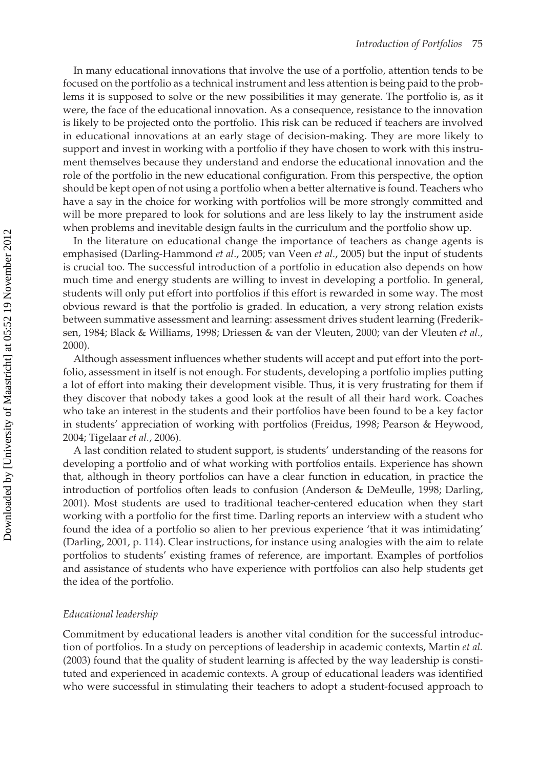In many educational innovations that involve the use of a portfolio, attention tends to be focused on the portfolio as a technical instrument and less attention is being paid to the problems it is supposed to solve or the new possibilities it may generate. The portfolio is, as it were, the face of the educational innovation. As a consequence, resistance to the innovation is likely to be projected onto the portfolio. This risk can be reduced if teachers are involved in educational innovations at an early stage of decision-making. They are more likely to support and invest in working with a portfolio if they have chosen to work with this instrument themselves because they understand and endorse the educational innovation and the role of the portfolio in the new educational configuration. From this perspective, the option should be kept open of not using a portfolio when a better alternative is found. Teachers who have a say in the choice for working with portfolios will be more strongly committed and will be more prepared to look for solutions and are less likely to lay the instrument aside when problems and inevitable design faults in the curriculum and the portfolio show up.

In the literature on educational change the importance of teachers as change agents is emphasised (Darling-Hammond *et al*., 2005; van Veen *et al*., 2005) but the input of students is crucial too. The successful introduction of a portfolio in education also depends on how much time and energy students are willing to invest in developing a portfolio. In general, students will only put effort into portfolios if this effort is rewarded in some way. The most obvious reward is that the portfolio is graded. In education, a very strong relation exists between summative assessment and learning: assessment drives student learning (Frederiksen, 1984; Black & Williams, 1998; Driessen & van der Vleuten, 2000; van der Vleuten *et al*., 2000).

Although assessment influences whether students will accept and put effort into the portfolio, assessment in itself is not enough. For students, developing a portfolio implies putting a lot of effort into making their development visible. Thus, it is very frustrating for them if they discover that nobody takes a good look at the result of all their hard work. Coaches who take an interest in the students and their portfolios have been found to be a key factor in students' appreciation of working with portfolios (Freidus, 1998; Pearson & Heywood, 2004; Tigelaar *et al*., 2006).

A last condition related to student support, is students' understanding of the reasons for developing a portfolio and of what working with portfolios entails. Experience has shown that, although in theory portfolios can have a clear function in education, in practice the introduction of portfolios often leads to confusion (Anderson & DeMeulle, 1998; Darling, 2001). Most students are used to traditional teacher-centered education when they start working with a portfolio for the first time. Darling reports an interview with a student who found the idea of a portfolio so alien to her previous experience 'that it was intimidating' (Darling, 2001, p. 114). Clear instructions, for instance using analogies with the aim to relate portfolios to students' existing frames of reference, are important. Examples of portfolios and assistance of students who have experience with portfolios can also help students get the idea of the portfolio.

### *Educational leadership*

Commitment by educational leaders is another vital condition for the successful introduction of portfolios. In a study on perceptions of leadership in academic contexts, Martin *et al.* (2003) found that the quality of student learning is affected by the way leadership is constituted and experienced in academic contexts. A group of educational leaders was identified who were successful in stimulating their teachers to adopt a student-focused approach to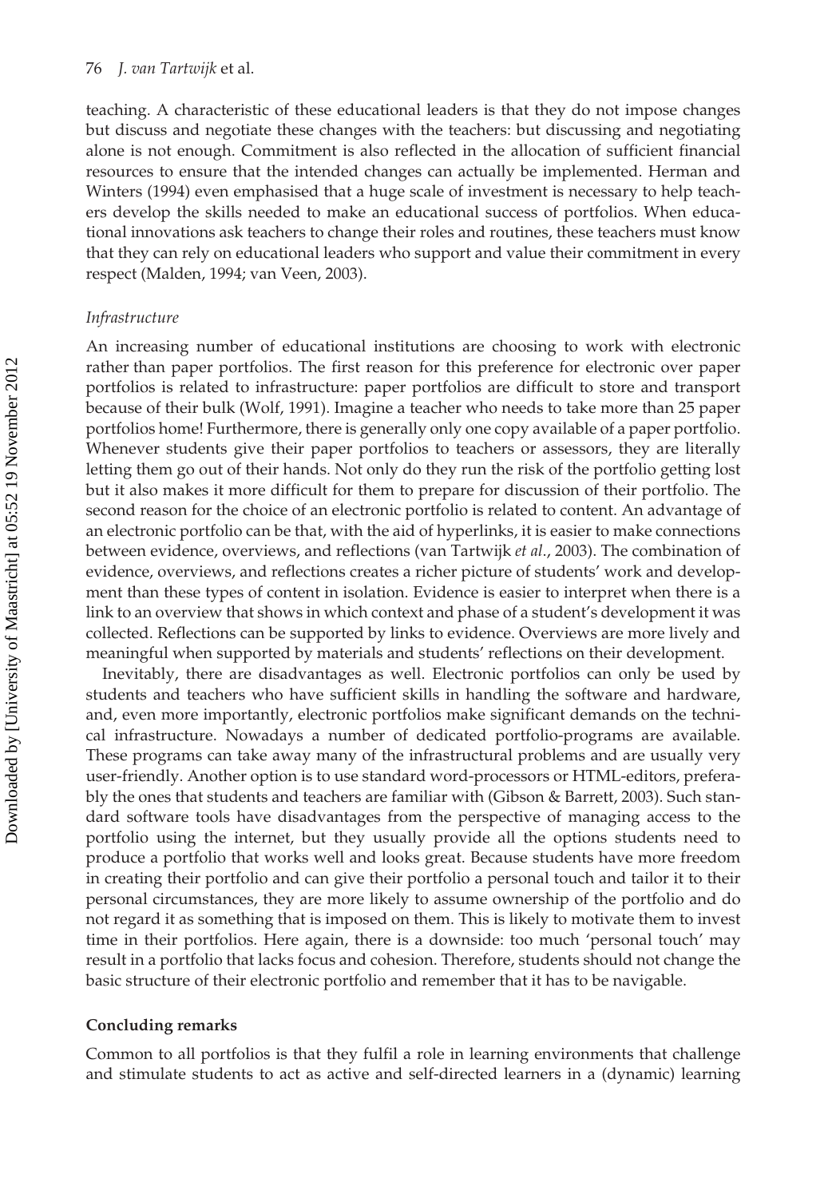teaching. A characteristic of these educational leaders is that they do not impose changes but discuss and negotiate these changes with the teachers: but discussing and negotiating alone is not enough. Commitment is also reflected in the allocation of sufficient financial resources to ensure that the intended changes can actually be implemented. Herman and Winters (1994) even emphasised that a huge scale of investment is necessary to help teachers develop the skills needed to make an educational success of portfolios. When educational innovations ask teachers to change their roles and routines, these teachers must know that they can rely on educational leaders who support and value their commitment in every respect (Malden, 1994; van Veen, 2003).

*Infrastructure*

An increasing number of educational institutions are choosing to work with electronic rather than paper portfolios. The first reason for this preference for electronic over paper portfolios is related to infrastructure: paper portfolios are difficult to store and transport because of their bulk (Wolf, 1991). Imagine a teacher who needs to take more than 25 paper portfolios home! Furthermore, there is generally only one copy available of a paper portfolio. Whenever students give their paper portfolios to teachers or assessors, they are literally letting them go out of their hands. Not only do they run the risk of the portfolio getting lost but it also makes it more difficult for them to prepare for discussion of their portfolio. The second reason for the choice of an electronic portfolio is related to content. An advantage of an electronic portfolio can be that, with the aid of hyperlinks, it is easier to make connections between evidence, overviews, and reflections (van Tartwijk *et al*., 2003). The combination of evidence, overviews, and reflections creates a richer picture of students' work and development than these types of content in isolation. Evidence is easier to interpret when there is a link to an overview that shows in which context and phase of a student's development it was collected. Reflections can be supported by links to evidence. Overviews are more lively and meaningful when supported by materials and students' reflections on their development.

Inevitably, there are disadvantages as well. Electronic portfolios can only be used by students and teachers who have sufficient skills in handling the software and hardware, and, even more importantly, electronic portfolios make significant demands on the technical infrastructure. Nowadays a number of dedicated portfolio-programs are available. These programs can take away many of the infrastructural problems and are usually very user-friendly. Another option is to use standard word-processors or HTML-editors, preferably the ones that students and teachers are familiar with (Gibson & Barrett, 2003). Such standard software tools have disadvantages from the perspective of managing access to the portfolio using the internet, but they usually provide all the options students need to produce a portfolio that works well and looks great. Because students have more freedom in creating their portfolio and can give their portfolio a personal touch and tailor it to their personal circumstances, they are more likely to assume ownership of the portfolio and do not regard it as something that is imposed on them. This is likely to motivate them to invest time in their portfolios. Here again, there is a downside: too much 'personal touch' may result in a portfolio that lacks focus and cohesion. Therefore, students should not change the basic structure of their electronic portfolio and remember that it has to be navigable.

**Concluding remarks**

Common to all portfolios is that they fulfil a role in learning environments that challenge and stimulate students to act as active and self-directed learners in a (dynamic) learning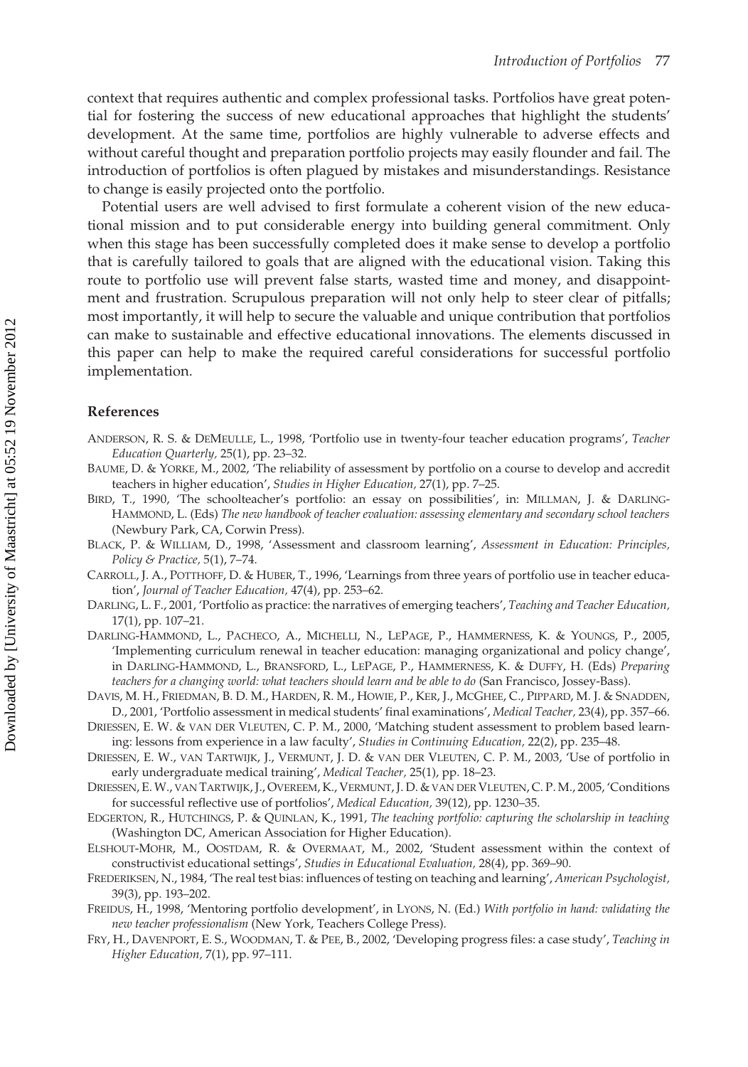context that requires authentic and complex professional tasks. Portfolios have great potential for fostering the success of new educational approaches that highlight the students' development. At the same time, portfolios are highly vulnerable to adverse effects and without careful thought and preparation portfolio projects may easily flounder and fail. The introduction of portfolios is often plagued by mistakes and misunderstandings. Resistance to change is easily projected onto the portfolio.

Potential users are well advised to first formulate a coherent vision of the new educational mission and to put considerable energy into building general commitment. Only when this stage has been successfully completed does it make sense to develop a portfolio that is carefully tailored to goals that are aligned with the educational vision. Taking this route to portfolio use will prevent false starts, wasted time and money, and disappointment and frustration. Scrupulous preparation will not only help to steer clear of pitfalls; most importantly, it will help to secure the valuable and unique contribution that portfolios can make to sustainable and effective educational innovations. The elements discussed in this paper can help to make the required careful considerations for successful portfolio implementation.

## References

ANDERSON, R. S. & DEMEULLE, L., 1998, 'Portfolio use in twenty-four teacher education programs', *Teacher Education Quarterly,* 25(1), pp. 23–32.

BAUME, D. & YORKE, M., 2002, 'The reliability of assessment by portfolio on a course to develop and accredit teachers in higher education', *Studies in Higher Education,* 27(1), pp. 7–25.

BIRD, T., 1990, 'The schoolteacher's portfolio: an essay on possibilities', in: MILLMAN, J. & DARLING-HAMMOND, L. (Eds) *The new handbook of teacher evaluation: assessing elementary and secondary school teachers* (Newbury Park, CA, Corwin Press).

BLACK, P. & WILLIAM, D., 1998, 'Assessment and classroom learning', *Assessment in Education: Principles, Policy & Practice,* 5(1), 7–74.

CARROLL, J. A., POTTHOFF, D. & HUBER, T., 1996, 'Learnings from three years of portfolio use in teacher education', *Journal of Teacher Education,* 47(4), pp. 253–62.

DARLING, L. F., 2001, 'Portfolio as practice: the narratives of emerging teachers', *Teaching and Teacher Education,* 17(1), pp. 107–21.

DARLING-HAMMOND, L., PACHECO, A., MICHELLI, N., LEPAGE, P., HAMMERNESS, K. & YOUNGS, P., 2005, 'Implementing curriculum renewal in teacher education: managing organizational and policy change', in DARLING-HAMMOND, L., BRANSFORD, L., LEPAGE, P., HAMMERNESS, K. & DUFFY, H. (Eds) *Preparing teachers for a changing world: what teachers should learn and be able to do* (San Francisco, Jossey-Bass).

DAVIS, M. H., FRIEDMAN, B. D. M., HARDEN, R. M., HOWIE, P., KER, J., MCGHEE, C., PIPPARD, M. J. & SNADDEN, D., 2001, 'Portfolio assessment in medical students' final examinations', *Medical Teacher,* 23(4), pp. 357–66.

DRIESSEN, E. W. & VAN DER VLEUTEN, C. P. M., 2000, 'Matching student assessment to problem based learning: lessons from experience in a law faculty', *Studies in Continuing Education,* 22(2), pp. 235–48.

DRIESSEN, E. W., VAN TARTWIJK, J., VERMUNT, J. D. & VAN DER VLEUTEN, C. P. M., 2003, 'Use of portfolio in early undergraduate medical training', *Medical Teacher,* 25(1), pp. 18–23.

DRIESSEN, E. W., VAN TARTWIJK, J., OVEREEM, K., VERMUNT, J. D. & VAN DER VLEUTEN, C. P. M., 2005, 'Conditions for successful reflective use of portfolios', *Medical Education,* 39(12), pp. 1230–35.

EDGERTON, R., HUTCHINGS, P. & QUINLAN, K., 1991, *The teaching portfolio: capturing the scholarship in teaching* (Washington DC, American Association for Higher Education).

ELSHOUT-MOHR, M., OOSTDAM, R. & OVERMAAT, M., 2002, 'Student assessment within the context of constructivist educational settings', *Studies in Educational Evaluation,* 28(4), pp. 369–90.

FREDERIKSEN, N., 1984, 'The real test bias: influences of testing on teaching and learning', *American Psychologist,* 39(3), pp. 193–202.

FREIDUS, H., 1998, 'Mentoring portfolio development', in LYONS, N. (Ed.) *With portfolio in hand: validating the new teacher professionalism* (New York, Teachers College Press).

FRY, H., DAVENPORT, E. S., WOODMAN, T. & PEE, B., 2002, 'Developing progress files: a case study', *Teaching in Higher Education,* 7(1), pp. 97–111.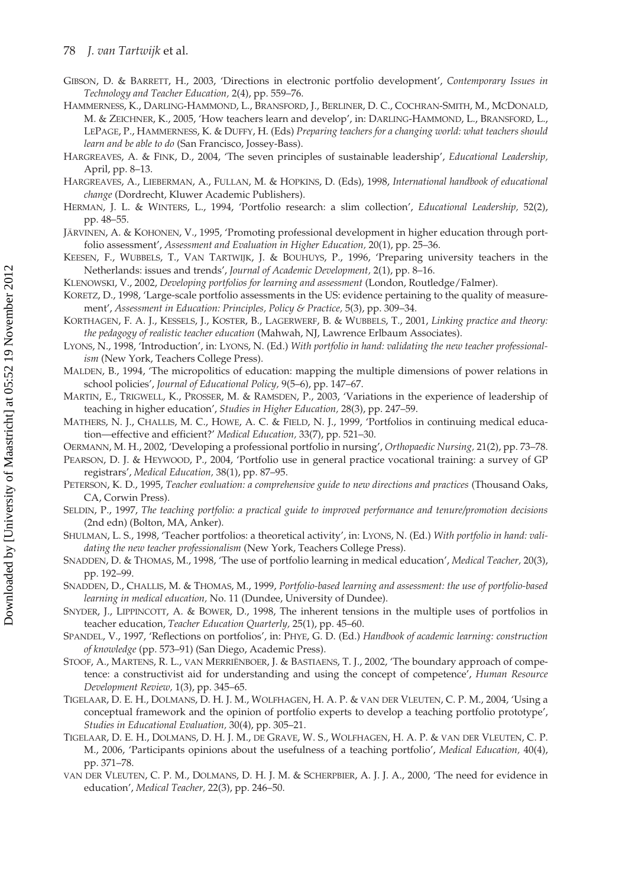Gibson, D. & Barrett, H., 2003, 'Directions in electronic portfolio development', *Contemporary Issues in Technology and Teacher Education,* 2(4), pp. 559–76.

Hammerness, K., Darling-Hammond, L., Bransford, J., Berliner, D. C., Cochran-Smith, M., McDonald, M. & Zeichner, K., 2005, 'How teachers learn and develop', in: Darling-Hammond, L., Bransford, L., LePage, P., Hammerness, K. & Duffy, H. (Eds) *Preparing teachers for a changing world: what teachers should learn and be able to do* (San Francisco, Jossey-Bass).

Hargreaves, A. & Fink, D., 2004, 'The seven principles of sustainable leadership', *Educational Leadership,* April, pp. 8–13.

Hargreaves, A., Lieberman, A., Fullan, M. & Hopkins, D. (Eds), 1998, *International handbook of educational change* (Dordrecht, Kluwer Academic Publishers).

Herman, J. L. & Winters, L., 1994, 'Portfolio research: a slim collection', *Educational Leadership,* 52(2), pp. 48–55.

Järvinen, A. & Kohonen, V., 1995, 'Promoting professional development in higher education through portfolio assessment', *Assessment and Evaluation in Higher Education,* 20(1), pp. 25–36.

Keesen, F., Wubbels, T., van Tartwijk, J. & Bouhuys, P., 1996, 'Preparing university teachers in the Netherlands: issues and trends', *Journal of Academic Development,* 2(1), pp. 8–16.

Klenowski, V., 2002, *Developing portfolios for learning and assessment* (London, Routledge/Falmer).

Koretz, D., 1998, 'Large-scale portfolio assessments in the US: evidence pertaining to the quality of measurement', *Assessment in Education: Principles, Policy & Practice,* 5(3), pp. 309–34.

Korthagen, F. A. J., Kessels, J., Koster, B., Lagerwerf, B. & Wubbels, T., 2001, *Linking practice and theory: the pedagogy of realistic teacher education* (Mahwah, NJ, Lawrence Erlbaum Associates).

Lyons, N., 1998, 'Introduction', in: Lyons, N. (Ed.) *With portfolio in hand: validating the new teacher professionalism* (New York, Teachers College Press).

Malden, B., 1994, 'The micropolitics of education: mapping the multiple dimensions of power relations in school policies', *Journal of Educational Policy,* 9(5–6), pp. 147–67.

Martin, E., Trigwell, K., Prosser, M. & Ramsden, P., 2003, 'Variations in the experience of leadership of teaching in higher education', *Studies in Higher Education,* 28(3), pp. 247–59.

Mathers, N. J., Challis, M. C., Howe, A. C. & Field, N. J., 1999, 'Portfolios in continuing medical education—effective and efficient?' *Medical Education,* 33(7), pp. 521–30.

Oermann, M. H., 2002, 'Developing a professional portfolio in nursing', *Orthopaedic Nursing,* 21(2), pp. 73–78.

Pearson, D. J. & Heywood, P., 2004, 'Portfolio use in general practice vocational training: a survey of GP registrars', *Medical Education,* 38(1), pp. 87–95.

Peterson, K. D., 1995, *Teacher evaluation: a comprehensive guide to new directions and practices* (Thousand Oaks, CA, Corwin Press).

Seldin, P., 1997, *The teaching portfolio: a practical guide to improved performance and tenure/promotion decisions* (2nd edn) (Bolton, MA, Anker).

Shulman, L. S., 1998, 'Teacher portfolios: a theoretical activity', in: Lyons, N. (Ed.) *With portfolio in hand: validating the new teacher professionalism* (New York, Teachers College Press).

Snadden, D. & Thomas, M., 1998, 'The use of portfolio learning in medical education', *Medical Teacher,* 20(3), pp. 192–99.

Snadden, D., Challis, M. & Thomas, M., 1999, *Portfolio-based learning and assessment: the use of portfolio-based learning in medical education,* No. 11 (Dundee, University of Dundee).

Snyder, J., Lippincott, A. & Bower, D., 1998, The inherent tensions in the multiple uses of portfolios in teacher education, *Teacher Education Quarterly,* 25(1), pp. 45–60.

Spandel, V., 1997, 'Reflections on portfolios', in: Phye, G. D. (Ed.) *Handbook of academic learning: construction of knowledge* (pp. 573–91) (San Diego, Academic Press).

Stoof, A., Martens, R. L., van Merriënboer, J. & Bastiaens, T. J., 2002, 'The boundary approach of competence: a constructivist aid for understanding and using the concept of competence', *Human Resource Development Review,* 1(3), pp. 345–65.

Tigelaar, D. E. H., Dolmans, D. H. J. M., Wolfhagen, H. A. P. & van der Vleuten, C. P. M., 2004, 'Using a conceptual framework and the opinion of portfolio experts to develop a teaching portfolio prototype', *Studies in Educational Evaluation,* 30(4), pp. 305–21.

Tigelaar, D. E. H., Dolmans, D. H. J. M., de Grave, W. S., Wolfhagen, H. A. P. & van der Vleuten, C. P. M., 2006, 'Participants opinions about the usefulness of a teaching portfolio', *Medical Education,* 40(4), pp. 371–78.

van der Vleuten, C. P. M., Dolmans, D. H. J. M. & Scherpbier, A. J. J. A., 2000, 'The need for evidence in education', *Medical Teacher,* 22(3), pp. 246–50.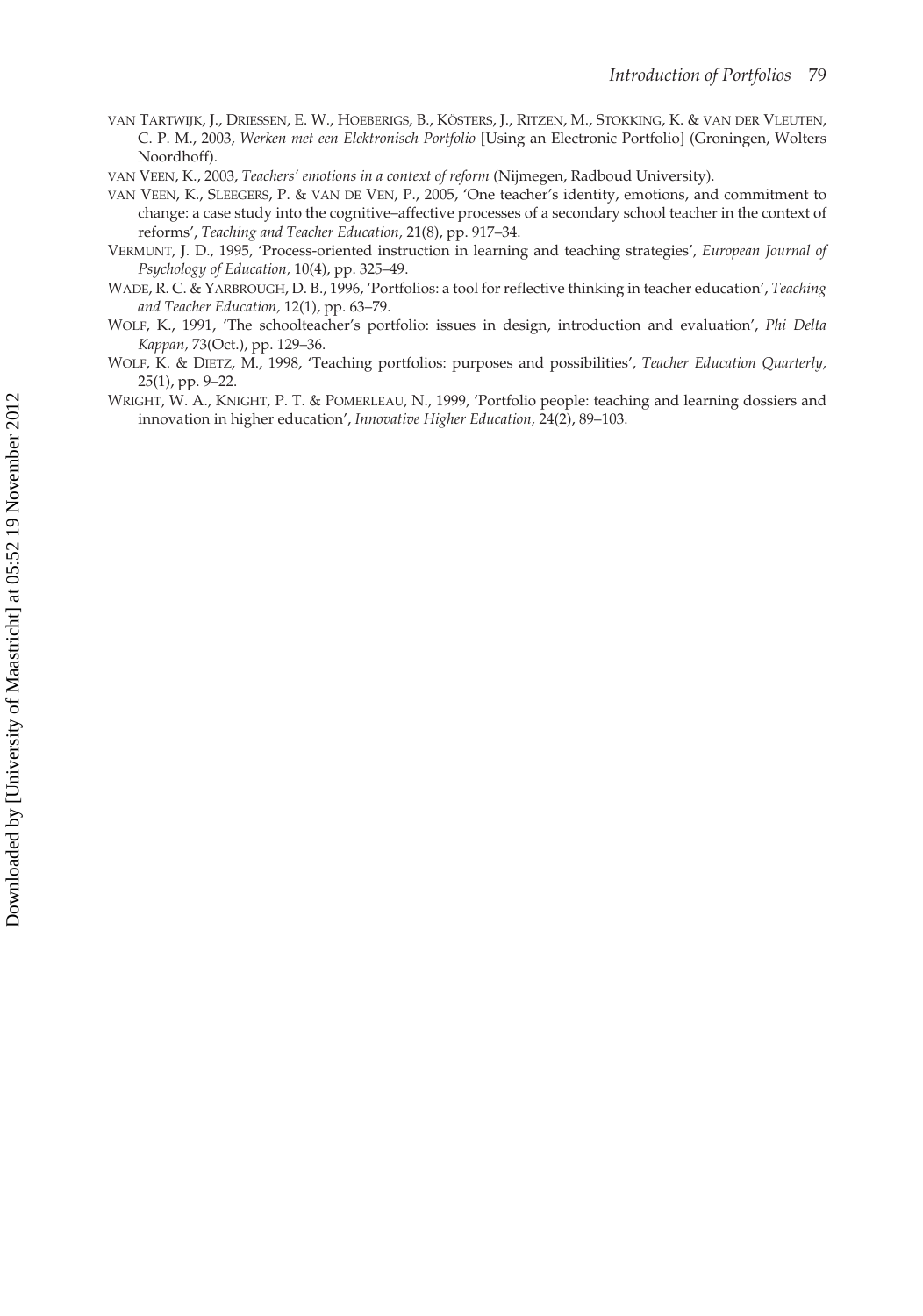van Tartwijk, J., Driessen, E. W., Hoeberigs, B., Kösters, J., Ritzen, M., Stokking, K. & van der Vleuten, C. P. M., 2003, *Werken met een Elektronisch Portfolio* [Using an Electronic Portfolio] (Groningen, Wolters Noordhoff).

van Veen, K., 2003, *Teachers' emotions in a context of reform* (Nijmegen, Radboud University).

van Veen, K., Sleegers, P. & van de Ven, P., 2005, 'One teacher's identity, emotions, and commitment to change: a case study into the cognitive–affective processes of a secondary school teacher in the context of reforms', *Teaching and Teacher Education,* 21(8), pp. 917–34.

Vermunt, J. D., 1995, 'Process-oriented instruction in learning and teaching strategies', *European Journal of Psychology of Education,* 10(4), pp. 325–49.

Wade, R. C. & Yarbrough, D. B., 1996, 'Portfolios: a tool for reflective thinking in teacher education', *Teaching and Teacher Education,* 12(1), pp. 63–79.

Wolf, K., 1991, 'The schoolteacher's portfolio: issues in design, introduction and evaluation', *Phi Delta Kappan,* 73(Oct.), pp. 129–36.

Wolf, K. & Dietz, M., 1998, 'Teaching portfolios: purposes and possibilities', *Teacher Education Quarterly,* 25(1), pp. 9–22.

Wright, W. A., Knight, P. T. & Pomerleau, N., 1999, 'Portfolio people: teaching and learning dossiers and innovation in higher education', *Innovative Higher Education,* 24(2), 89–103.